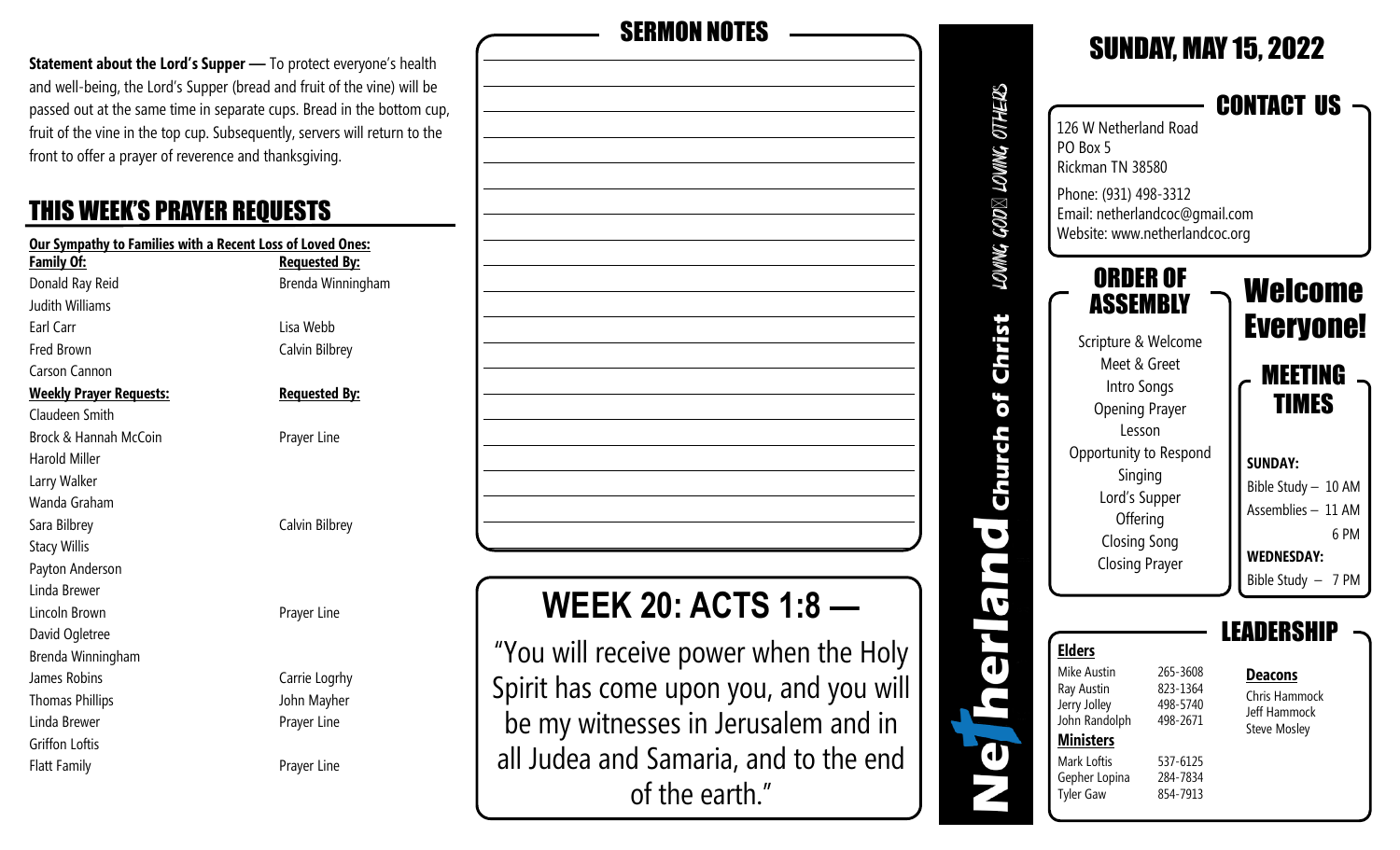**Statement about the Lord's Supper —** To protect everyone's health and well-being, the Lord's Supper (bread and fruit of the vine) will be passed out at the same time in separate cups. Bread in the bottom cup, fruit of the vine in the top cup. Subsequently, servers will return to the front to offer a prayer of reverence and thanksgiving.

## THIS WEEK'S PRAYER REQUESTS

**Our Sympathy to Families with a Recent Loss of Loved Ones:**

| Family Of: | Requested By: |
|---|---|
| Donald Ray Reid | Brenda Winningham |
| Judith Williams | |
| Earl Carr | Lisa Webb |
| Fred Brown | Calvin Bilbrey |
| Carson Cannon | |

| Weekly Prayer Requests: | Requested By: |
|---|---|
| Claudeen Smith | |
| Brock & Hannah McCoin | Prayer Line |
| Harold Miller | |
| Larry Walker | |
| Wanda Graham | |
| Sara Bilbrey | Calvin Bilbrey |
| Stacy Willis | |
| Payton Anderson | |
| Linda Brewer | |
| Lincoln Brown | Prayer Line |
| David Ogletree | |
| Brenda Winningham | |
| James Robins | Carrie Logrhy |
| Thomas Phillips | John Mayher |
| Linda Brewer | Prayer Line |
| Griffon Loftis | |
| Flatt Family | Prayer Line |

## SERMON NOTES

## WEEK 20: ACTS 1:8 —

"You will receive power when the Holy Spirit has come upon you, and you will be my witnesses in Jerusalem and in all Judea and Samaria, and to the end of the earth."

**Netherland Church of Christ** — LOVING GOD, LOVING OTHERS

# SUNDAY, MAY 15, 2022

## CONTACT US

126 W Netherland Road
PO Box 5
Rickman TN 38580

Phone: (931) 498-3312
Email: netherlandcoc@gmail.com
Website: www.netherlandcoc.org

## ORDER OF ASSEMBLY

Scripture & Welcome
Meet & Greet
Intro Songs
Opening Prayer
Lesson
Opportunity to Respond
Singing
Lord's Supper
Offering
Closing Song
Closing Prayer

## Welcome Everyone!

## MEETING TIMES

**SUNDAY:**
Bible Study – 10 AM
Assemblies – 11 AM
6 PM

**WEDNESDAY:**
Bible Study – 7 PM

## LEADERSHIP

**Elders**

| Name | Phone |
|---|---|
| Mike Austin | 265-3608 |
| Ray Austin | 823-1364 |
| Jerry Jolley | 498-5740 |
| John Randolph | 498-2671 |

**Ministers**

| Name | Phone |
|---|---|
| Mark Loftis | 537-6125 |
| Gepher Lopina | 284-7834 |
| Tyler Gaw | 854-7913 |

**Deacons**

Chris Hammock
Jeff Hammock
Steve Mosley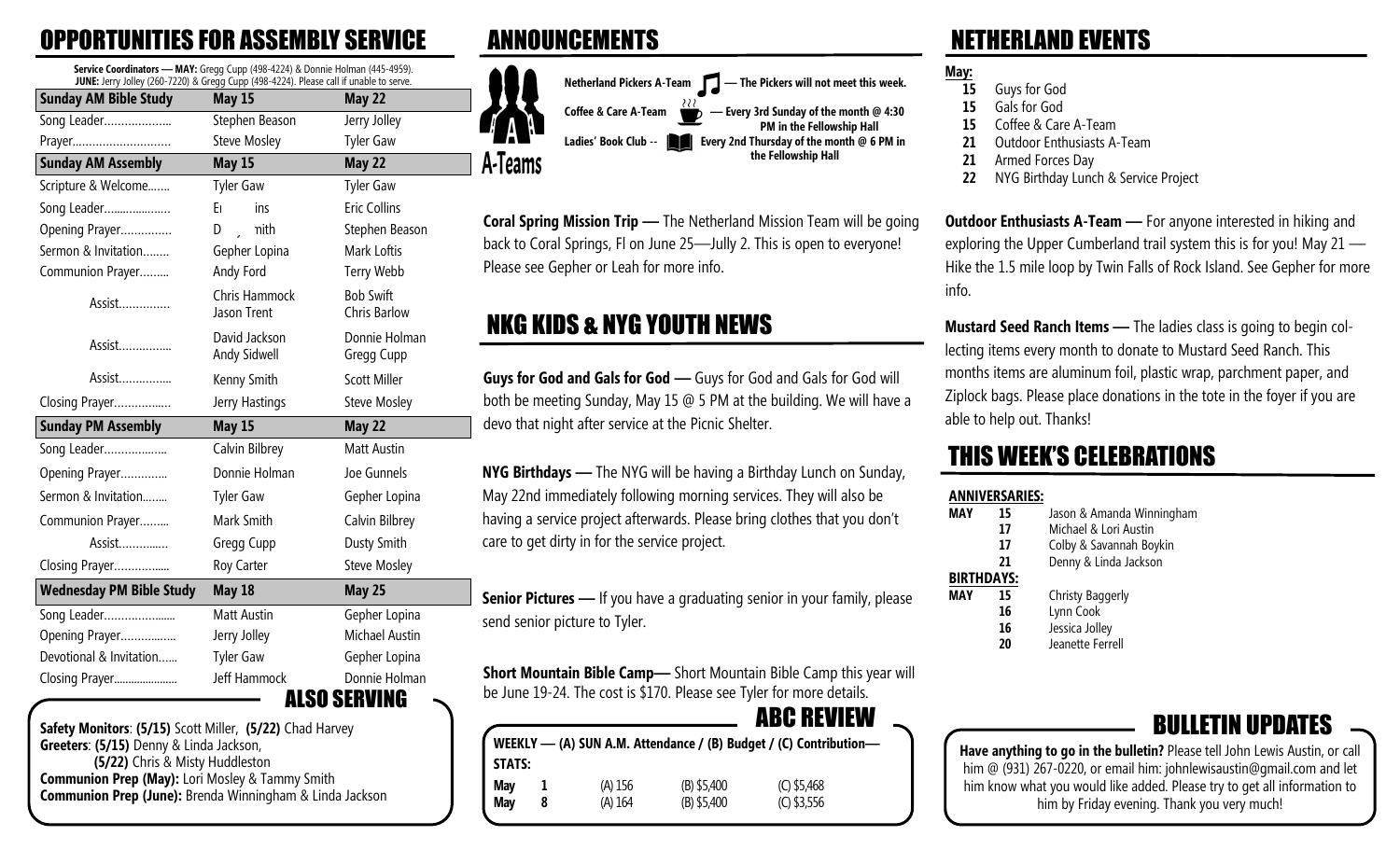# OPPORTUNITIES FOR ASSEMBLY SERVICE

**Service Coordinators — MAY:** Gregg Cupp (498-4224) & Donnie Holman (445-4959).
**JUNE:** Jerry Jolley (260-7220) & Gregg Cupp (498-4224). Please call if unable to serve.

| Sunday AM Bible Study | May 15 | May 22 |
|---|---|---|
| Song Leader | Stephen Beason | Jerry Jolley |
| Prayer | Steve Mosley | Tyler Gaw |
| **Sunday AM Assembly** | **May 15** | **May 22** |
| Scripture & Welcome | Tyler Gaw | Tyler Gaw |
| Song Leader | E ins | Eric Collins |
| Opening Prayer | D nith | Stephen Beason |
| Sermon & Invitation | Gepher Lopina | Mark Loftis |
| Communion Prayer | Andy Ford | Terry Webb |
| Assist | Chris Hammock<br>Jason Trent | Bob Swift<br>Chris Barlow |
| Assist | David Jackson<br>Andy Sidwell | Donnie Holman<br>Gregg Cupp |
| Assist | Kenny Smith | Scott Miller |
| Closing Prayer | Jerry Hastings | Steve Mosley |
| **Sunday PM Assembly** | **May 15** | **May 22** |
| Song Leader | Calvin Bilbrey | Matt Austin |
| Opening Prayer | Donnie Holman | Joe Gunnels |
| Sermon & Invitation | Tyler Gaw | Gepher Lopina |
| Communion Prayer | Mark Smith | Calvin Bilbrey |
| Assist | Gregg Cupp | Dusty Smith |
| Closing Prayer | Roy Carter | Steve Mosley |
| **Wednesday PM Bible Study** | **May 18** | **May 25** |
| Song Leader | Matt Austin | Gepher Lopina |
| Opening Prayer | Jerry Jolley | Michael Austin |
| Devotional & Invitation | Tyler Gaw | Gepher Lopina |
| Closing Prayer | Jeff Hammock | Donnie Holman |

## ALSO SERVING

**Safety Monitors**: **(5/15)** Scott Miller, **(5/22)** Chad Harvey
**Greeters**: **(5/15)** Denny & Linda Jackson,
**(5/22)** Chris & Misty Huddleston
**Communion Prep (May):** Lori Mosley & Tammy Smith
**Communion Prep (June):** Brenda Winningham & Linda Jackson

# ANNOUNCEMENTS

A-Teams

**Netherland Pickers A-Team** — **The Pickers will not meet this week.**
**Coffee & Care A-Team** — **Every 3rd Sunday of the month @ 4:30 PM in the Fellowship Hall**
**Ladies' Book Club** -- **Every 2nd Thursday of the month @ 6 PM in the Fellowship Hall**

**Coral Spring Mission Trip —** The Netherland Mission Team will be going back to Coral Springs, Fl on June 25—Jully 2. This is open to everyone! Please see Gepher or Leah for more info.

# NKG KIDS & NYG YOUTH NEWS

**Guys for God and Gals for God —** Guys for God and Gals for God will both be meeting Sunday, May 15 @ 5 PM at the building. We will have a devo that night after service at the Picnic Shelter.

**NYG Birthdays —** The NYG will be having a Birthday Lunch on Sunday, May 22nd immediately following morning services. They will also be having a service project afterwards. Please bring clothes that you don't care to get dirty in for the service project.

**Senior Pictures —** If you have a graduating senior in your family, please send senior picture to Tyler.

**Short Mountain Bible Camp—** Short Mountain Bible Camp this year will be June 19-24. The cost is $170. Please see Tyler for more details.

## ABC REVIEW

**WEEKLY — (A) SUN A.M. Attendance / (B) Budget / (C) Contribution—**

**STATS:**

| | | | | |
|---|---|---|---|---|
| **May** | **1** | (A) 156 | (B) $5,400 | (C) $5,468 |
| **May** | **8** | (A) 164 | (B) $5,400 | (C) $3,556 |

# NETHERLAND EVENTS

**May:**
- **15** Guys for God
- **15** Gals for God
- **15** Coffee & Care A-Team
- **21** Outdoor Enthusiasts A-Team
- **21** Armed Forces Day
- **22** NYG Birthday Lunch & Service Project

**Outdoor Enthusiasts A-Team —** For anyone interested in hiking and exploring the Upper Cumberland trail system this is for you! May 21 — Hike the 1.5 mile loop by Twin Falls of Rock Island. See Gepher for more info.

**Mustard Seed Ranch Items —** The ladies class is going to begin collecting items every month to donate to Mustard Seed Ranch. This months items are aluminum foil, plastic wrap, parchment paper, and Ziplock bags. Please place donations in the tote in the foyer if you are able to help out. Thanks!

# THIS WEEK'S CELEBRATIONS

**ANNIVERSARIES:**

| | | |
|---|---|---|
| **MAY** | **15** | Jason & Amanda Winningham |
| | **17** | Michael & Lori Austin |
| | **17** | Colby & Savannah Boykin |
| | **21** | Denny & Linda Jackson |

**BIRTHDAYS:**

| | | |
|---|---|---|
| **MAY** | **15** | Christy Baggerly |
| | **16** | Lynn Cook |
| | **16** | Jessica Jolley |
| | **20** | Jeanette Ferrell |

## BULLETIN UPDATES

**Have anything to go in the bulletin?** Please tell John Lewis Austin, or call him @ (931) 267-0220, or email him: johnlewisaustin@gmail.com and let him know what you would like added. Please try to get all information to him by Friday evening. Thank you very much!